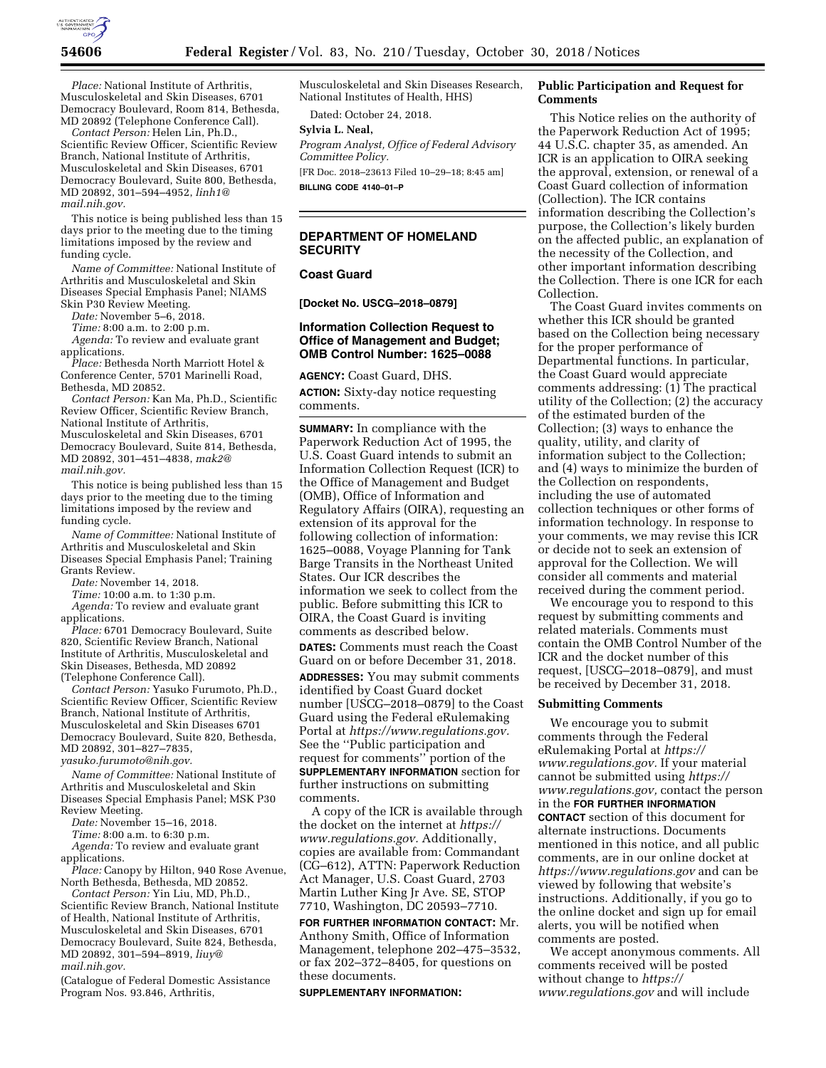*Place:* National Institute of Arthritis, Musculoskeletal and Skin Diseases, 6701 Democracy Boulevard, Room 814, Bethesda, MD 20892 (Telephone Conference Call).

*Contact Person:* Helen Lin, Ph.D., Scientific Review Officer, Scientific Review Branch, National Institute of Arthritis, Musculoskeletal and Skin Diseases, 6701 Democracy Boulevard, Suite 800, Bethesda, MD 20892, 301–594–4952, *linh1@mail.nih.gov.*

This notice is being published less than 15 days prior to the meeting due to the timing limitations imposed by the review and funding cycle.

*Name of Committee:* National Institute of Arthritis and Musculoskeletal and Skin Diseases Special Emphasis Panel; NIAMS Skin P30 Review Meeting.

*Date:* November 5–6, 2018.

*Time:* 8:00 a.m. to 2:00 p.m.

*Agenda:* To review and evaluate grant applications.

*Place:* Bethesda North Marriott Hotel & Conference Center, 5701 Marinelli Road, Bethesda, MD 20852.

*Contact Person:* Kan Ma, Ph.D., Scientific Review Officer, Scientific Review Branch, National Institute of Arthritis, Musculoskeletal and Skin Diseases, 6701 Democracy Boulevard, Suite 814, Bethesda, MD 20892, 301–451–4838, *mak2@mail.nih.gov.*

This notice is being published less than 15 days prior to the meeting due to the timing limitations imposed by the review and funding cycle.

*Name of Committee:* National Institute of Arthritis and Musculoskeletal and Skin Diseases Special Emphasis Panel; Training Grants Review.

*Date:* November 14, 2018.

*Time:* 10:00 a.m. to 1:30 p.m.

*Agenda:* To review and evaluate grant applications.

*Place:* 6701 Democracy Boulevard, Suite 820, Scientific Review Branch, National Institute of Arthritis, Musculoskeletal and Skin Diseases, Bethesda, MD 20892 (Telephone Conference Call).

*Contact Person:* Yasuko Furumoto, Ph.D., Scientific Review Officer, Scientific Review Branch, National Institute of Arthritis, Musculoskeletal and Skin Diseases 6701 Democracy Boulevard, Suite 820, Bethesda, MD 20892, 301–827–7835, *yasuko.furumoto@nih.gov.*

*Name of Committee:* National Institute of Arthritis and Musculoskeletal and Skin Diseases Special Emphasis Panel; MSK P30 Review Meeting.

*Date:* November 15–16, 2018.

*Time:* 8:00 a.m. to 6:30 p.m.

*Agenda:* To review and evaluate grant applications.

*Place:* Canopy by Hilton, 940 Rose Avenue, North Bethesda, Bethesda, MD 20852.

*Contact Person:* Yin Liu, MD, Ph.D., Scientific Review Branch, National Institute of Health, National Institute of Arthritis, Musculoskeletal and Skin Diseases, 6701 Democracy Boulevard, Suite 824, Bethesda, MD 20892, 301–594–8919, *liuy@mail.nih.gov.*

(Catalogue of Federal Domestic Assistance Program Nos. 93.846, Arthritis, Musculoskeletal and Skin Diseases Research, National Institutes of Health, HHS)

Dated: October 24, 2018.

**Sylvia L. Neal,**

*Program Analyst, Office of Federal Advisory Committee Policy.*

[FR Doc. 2018–23613 Filed 10–29–18; 8:45 am]

**BILLING CODE 4140–01–P**

## DEPARTMENT OF HOMELAND SECURITY

### Coast Guard

**[Docket No. USCG–2018–0879]**

### Information Collection Request to Office of Management and Budget; OMB Control Number: 1625–0088

**AGENCY:** Coast Guard, DHS.

**ACTION:** Sixty-day notice requesting comments.

**SUMMARY:** In compliance with the Paperwork Reduction Act of 1995, the U.S. Coast Guard intends to submit an Information Collection Request (ICR) to the Office of Management and Budget (OMB), Office of Information and Regulatory Affairs (OIRA), requesting an extension of its approval for the following collection of information: 1625–0088, Voyage Planning for Tank Barge Transits in the Northeast United States. Our ICR describes the information we seek to collect from the public. Before submitting this ICR to OIRA, the Coast Guard is inviting comments as described below.

**DATES:** Comments must reach the Coast Guard on or before December 31, 2018.

**ADDRESSES:** You may submit comments identified by Coast Guard docket number [USCG–2018–0879] to the Coast Guard using the Federal eRulemaking Portal at *https://www.regulations.gov.* See the ''Public participation and request for comments'' portion of the **SUPPLEMENTARY INFORMATION** section for further instructions on submitting comments.

A copy of the ICR is available through the docket on the internet at *https://www.regulations.gov.* Additionally, copies are available from: Commandant (CG–612), ATTN: Paperwork Reduction Act Manager, U.S. Coast Guard, 2703 Martin Luther King Jr Ave. SE, STOP 7710, Washington, DC 20593–7710.

**FOR FURTHER INFORMATION CONTACT:** Mr. Anthony Smith, Office of Information Management, telephone 202–475–3532, or fax 202–372–8405, for questions on these documents.

**SUPPLEMENTARY INFORMATION:**

#### Public Participation and Request for Comments

This Notice relies on the authority of the Paperwork Reduction Act of 1995; 44 U.S.C. chapter 35, as amended. An ICR is an application to OIRA seeking the approval, extension, or renewal of a Coast Guard collection of information (Collection). The ICR contains information describing the Collection's purpose, the Collection's likely burden on the affected public, an explanation of the necessity of the Collection, and other important information describing the Collection. There is one ICR for each Collection.

The Coast Guard invites comments on whether this ICR should be granted based on the Collection being necessary for the proper performance of Departmental functions. In particular, the Coast Guard would appreciate comments addressing: (1) The practical utility of the Collection; (2) the accuracy of the estimated burden of the Collection; (3) ways to enhance the quality, utility, and clarity of information subject to the Collection; and (4) ways to minimize the burden of the Collection on respondents, including the use of automated collection techniques or other forms of information technology. In response to your comments, we may revise this ICR or decide not to seek an extension of approval for the Collection. We will consider all comments and material received during the comment period.

We encourage you to respond to this request by submitting comments and related materials. Comments must contain the OMB Control Number of the ICR and the docket number of this request, [USCG–2018–0879], and must be received by December 31, 2018.

#### Submitting Comments

We encourage you to submit comments through the Federal eRulemaking Portal at *https://www.regulations.gov.* If your material cannot be submitted using *https://www.regulations.gov,* contact the person in the **FOR FURTHER INFORMATION CONTACT** section of this document for alternate instructions. Documents mentioned in this notice, and all public comments, are in our online docket at *https://www.regulations.gov* and can be viewed by following that website's instructions. Additionally, if you go to the online docket and sign up for email alerts, you will be notified when comments are posted.

We accept anonymous comments. All comments received will be posted without change to *https://www.regulations.gov* and will include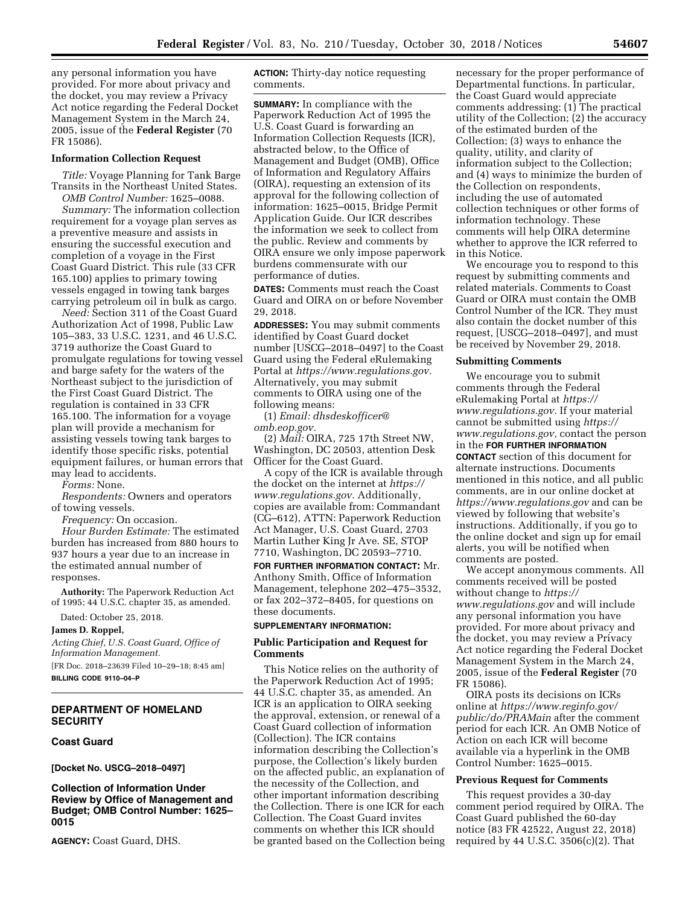any personal information you have provided. For more about privacy and the docket, you may review a Privacy Act notice regarding the Federal Docket Management System in the March 24, 2005, issue of the **Federal Register** (70 FR 15086).

### Information Collection Request

*Title:* Voyage Planning for Tank Barge Transits in the Northeast United States.

*OMB Control Number:* 1625–0088.

*Summary:* The information collection requirement for a voyage plan serves as a preventive measure and assists in ensuring the successful execution and completion of a voyage in the First Coast Guard District. This rule (33 CFR 165.100) applies to primary towing vessels engaged in towing tank barges carrying petroleum oil in bulk as cargo.

*Need:* Section 311 of the Coast Guard Authorization Act of 1998, Public Law 105–383, 33 U.S.C. 1231, and 46 U.S.C. 3719 authorize the Coast Guard to promulgate regulations for towing vessel and barge safety for the waters of the Northeast subject to the jurisdiction of the First Coast Guard District. The regulation is contained in 33 CFR 165.100. The information for a voyage plan will provide a mechanism for assisting vessels towing tank barges to identify those specific risks, potential equipment failures, or human errors that may lead to accidents.

*Forms:* None.

*Respondents:* Owners and operators of towing vessels.

*Frequency:* On occasion.

*Hour Burden Estimate:* The estimated burden has increased from 880 hours to 937 hours a year due to an increase in the estimated annual number of responses.

**Authority:** The Paperwork Reduction Act of 1995; 44 U.S.C. chapter 35, as amended.

Dated: October 25, 2018.

**James D. Roppel,**

*Acting Chief, U.S. Coast Guard, Office of Information Management.*

[FR Doc. 2018–23639 Filed 10–29–18; 8:45 am]

**BILLING CODE 9110–04–P**

---

## DEPARTMENT OF HOMELAND SECURITY

### Coast Guard

**[Docket No. USCG–2018–0497]**

### Collection of Information Under Review by Office of Management and Budget; OMB Control Number: 1625–0015

**AGENCY:** Coast Guard, DHS.

**ACTION:** Thirty-day notice requesting comments.

**SUMMARY:** In compliance with the Paperwork Reduction Act of 1995 the U.S. Coast Guard is forwarding an Information Collection Requests (ICR), abstracted below, to the Office of Management and Budget (OMB), Office of Information and Regulatory Affairs (OIRA), requesting an extension of its approval for the following collection of information: 1625–0015, Bridge Permit Application Guide. Our ICR describes the information we seek to collect from the public. Review and comments by OIRA ensure we only impose paperwork burdens commensurate with our performance of duties.

**DATES:** Comments must reach the Coast Guard and OIRA on or before November 29, 2018.

**ADDRESSES:** You may submit comments identified by Coast Guard docket number [USCG–2018–0497] to the Coast Guard using the Federal eRulemaking Portal at *https://www.regulations.gov.* Alternatively, you may submit comments to OIRA using one of the following means:

(1) *Email: dhsdeskofficer@omb.eop.gov.*

(2) *Mail:* OIRA, 725 17th Street NW, Washington, DC 20503, attention Desk Officer for the Coast Guard.

A copy of the ICR is available through the docket on the internet at *https://www.regulations.gov.* Additionally, copies are available from: Commandant (CG–612), ATTN: Paperwork Reduction Act Manager, U.S. Coast Guard, 2703 Martin Luther King Jr Ave. SE, STOP 7710, Washington, DC 20593–7710.

**FOR FURTHER INFORMATION CONTACT:** Mr. Anthony Smith, Office of Information Management, telephone 202–475–3532, or fax 202–372–8405, for questions on these documents.

**SUPPLEMENTARY INFORMATION:**

### Public Participation and Request for Comments

This Notice relies on the authority of the Paperwork Reduction Act of 1995; 44 U.S.C. chapter 35, as amended. An ICR is an application to OIRA seeking the approval, extension, or renewal of a Coast Guard collection of information (Collection). The ICR contains information describing the Collection's purpose, the Collection's likely burden on the affected public, an explanation of the necessity of the Collection, and other important information describing the Collection. There is one ICR for each Collection. The Coast Guard invites comments on whether this ICR should be granted based on the Collection being necessary for the proper performance of Departmental functions. In particular, the Coast Guard would appreciate comments addressing: (1) The practical utility of the Collection; (2) the accuracy of the estimated burden of the Collection; (3) ways to enhance the quality, utility, and clarity of information subject to the Collection; and (4) ways to minimize the burden of the Collection on respondents, including the use of automated collection techniques or other forms of information technology. These comments will help OIRA determine whether to approve the ICR referred to in this Notice.

We encourage you to respond to this request by submitting comments and related materials. Comments to Coast Guard or OIRA must contain the OMB Control Number of the ICR. They must also contain the docket number of this request, [USCG–2018–0497], and must be received by November 29, 2018.

### Submitting Comments

We encourage you to submit comments through the Federal eRulemaking Portal at *https://www.regulations.gov.* If your material cannot be submitted using *https://www.regulations.gov,* contact the person in the **FOR FURTHER INFORMATION CONTACT** section of this document for alternate instructions. Documents mentioned in this notice, and all public comments, are in our online docket at *https://www.regulations.gov* and can be viewed by following that website's instructions. Additionally, if you go to the online docket and sign up for email alerts, you will be notified when comments are posted.

We accept anonymous comments. All comments received will be posted without change to *https://www.regulations.gov* and will include any personal information you have provided. For more about privacy and the docket, you may review a Privacy Act notice regarding the Federal Docket Management System in the March 24, 2005, issue of the **Federal Register** (70 FR 15086).

OIRA posts its decisions on ICRs online at *https://www.reginfo.gov/public/do/PRAMain* after the comment period for each ICR. An OMB Notice of Action on each ICR will become available via a hyperlink in the OMB Control Number: 1625–0015.

### Previous Request for Comments

This request provides a 30-day comment period required by OIRA. The Coast Guard published the 60-day notice (83 FR 42522, August 22, 2018) required by 44 U.S.C. 3506(c)(2). That